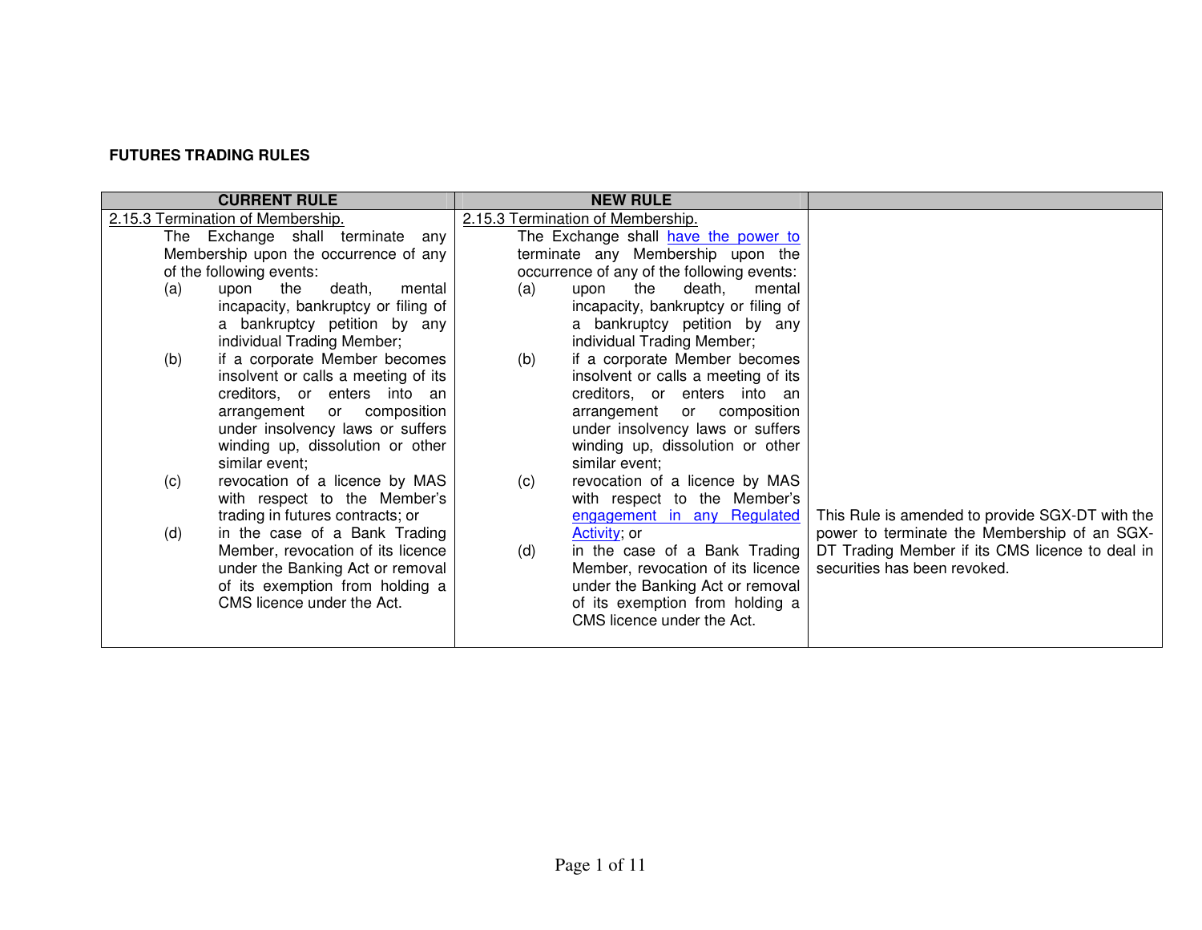**FUTURES TRADING RULES**

| CURRENT RULE | NEW RULE | |
|---|---|---|
| 2.15.3 Termination of Membership.<br>The Exchange shall terminate any Membership upon the occurrence of any of the following events:<br>(a) upon the death, mental incapacity, bankruptcy or filing of a bankruptcy petition by any individual Trading Member;<br>(b) if a corporate Member becomes insolvent or calls a meeting of its creditors, or enters into an arrangement or composition under insolvency laws or suffers winding up, dissolution or other similar event;<br>(c) revocation of a licence by MAS with respect to the Member's trading in futures contracts; or<br>(d) in the case of a Bank Trading Member, revocation of its licence under the Banking Act or removal of its exemption from holding a CMS licence under the Act. | 2.15.3 Termination of Membership.<br>The Exchange shall have the power to terminate any Membership upon the occurrence of any of the following events:<br>(a) upon the death, mental incapacity, bankruptcy or filing of a bankruptcy petition by any individual Trading Member;<br>(b) if a corporate Member becomes insolvent or calls a meeting of its creditors, or enters into an arrangement or composition under insolvency laws or suffers winding up, dissolution or other similar event;<br>(c) revocation of a licence by MAS with respect to the Member's engagement in any Regulated Activity; or<br>(d) in the case of a Bank Trading Member, revocation of its licence under the Banking Act or removal of its exemption from holding a CMS licence under the Act. | This Rule is amended to provide SGX-DT with the power to terminate the Membership of an SGX-DT Trading Member if its CMS licence to deal in securities has been revoked. |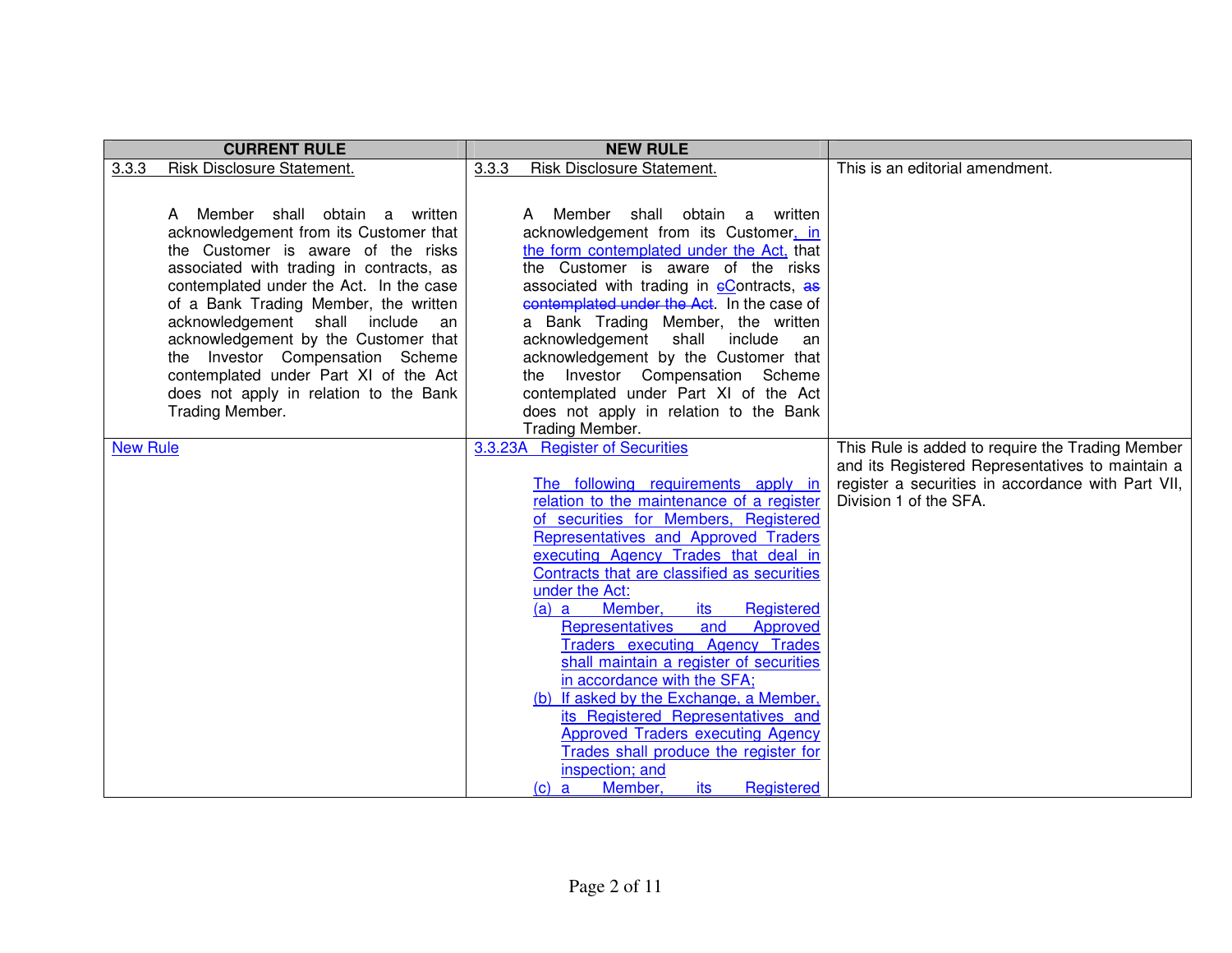| CURRENT RULE | NEW RULE | |
|---|---|---|
| 3.3.3 Risk Disclosure Statement.<br><br>A Member shall obtain a written acknowledgement from its Customer that the Customer is aware of the risks associated with trading in contracts, as contemplated under the Act. In the case of a Bank Trading Member, the written acknowledgement shall include an acknowledgement by the Customer that the Investor Compensation Scheme contemplated under Part XI of the Act does not apply in relation to the Bank Trading Member. | 3.3.3 Risk Disclosure Statement.<br><br>A Member shall obtain a written acknowledgement from its Customer, in the form contemplated under the Act, that the Customer is aware of the risks associated with trading in ~~c~~Contracts, ~~as contemplated under the Act~~. In the case of a Bank Trading Member, the written acknowledgement shall include an acknowledgement by the Customer that the Investor Compensation Scheme contemplated under Part XI of the Act does not apply in relation to the Bank Trading Member. | This is an editorial amendment. |
| New Rule | 3.3.23A Register of Securities<br><br>The following requirements apply in relation to the maintenance of a register of securities for Members, Registered Representatives and Approved Traders executing Agency Trades that deal in Contracts that are classified as securities under the Act:<br>(a) a Member, its Registered Representatives and Approved Traders executing Agency Trades shall maintain a register of securities in accordance with the SFA;<br>(b) If asked by the Exchange, a Member, its Registered Representatives and Approved Traders executing Agency Trades shall produce the register for inspection; and<br>(c) a Member, its Registered | This Rule is added to require the Trading Member and its Registered Representatives to maintain a register a securities in accordance with Part VII, Division 1 of the SFA. |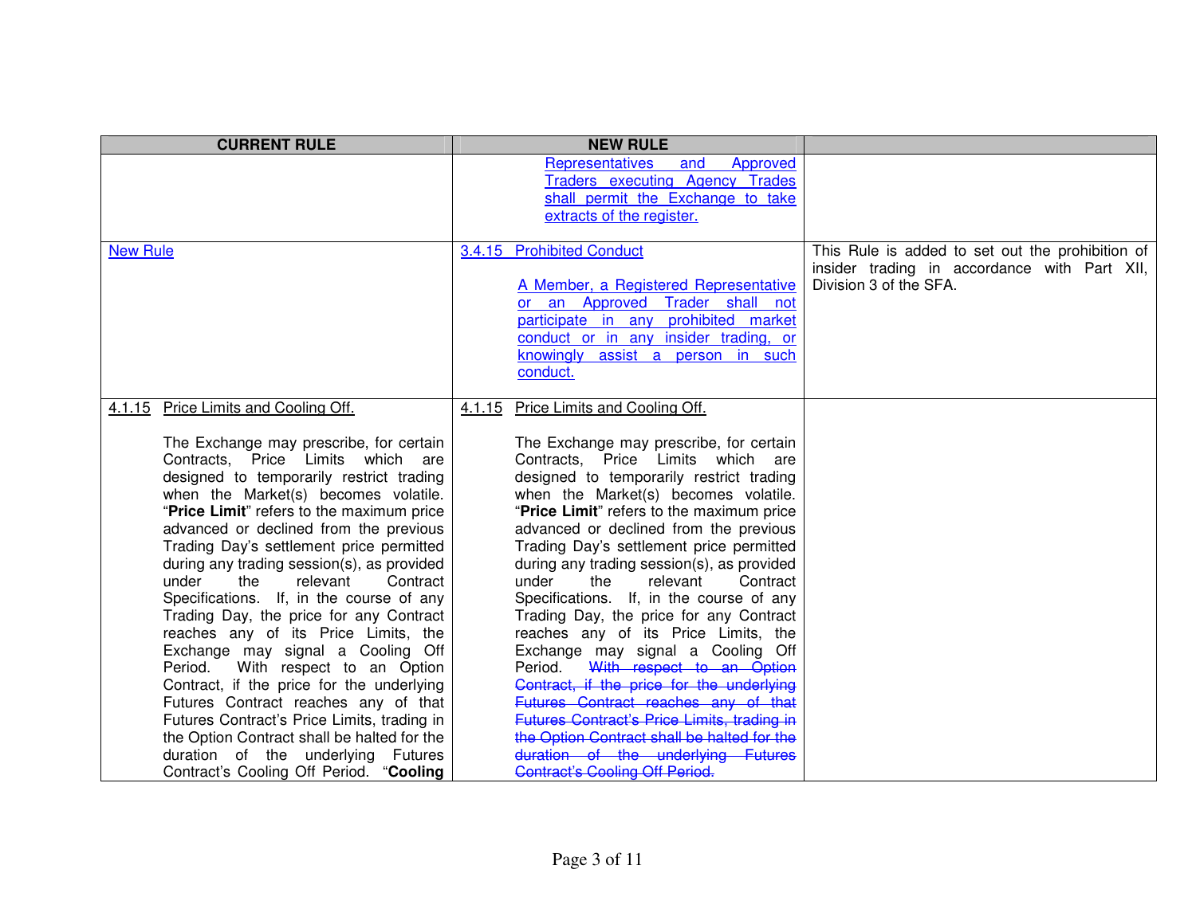| CURRENT RULE | NEW RULE | |
|---|---|---|
| | Representatives and Approved Traders executing Agency Trades shall permit the Exchange to take extracts of the register. | |
| New Rule | 3.4.15 Prohibited Conduct<br><br>A Member, a Registered Representative or an Approved Trader shall not participate in any prohibited market conduct or in any insider trading, or knowingly assist a person in such conduct. | This Rule is added to set out the prohibition of insider trading in accordance with Part XII, Division 3 of the SFA. |
| 4.1.15 Price Limits and Cooling Off.<br><br>The Exchange may prescribe, for certain Contracts, Price Limits which are designed to temporarily restrict trading when the Market(s) becomes volatile. "**Price Limit**" refers to the maximum price advanced or declined from the previous Trading Day's settlement price permitted during any trading session(s), as provided under the relevant Contract Specifications. If, in the course of any Trading Day, the price for any Contract reaches any of its Price Limits, the Exchange may signal a Cooling Off Period. With respect to an Option Contract, if the price for the underlying Futures Contract reaches any of that Futures Contract's Price Limits, trading in the Option Contract shall be halted for the duration of the underlying Futures Contract's Cooling Off Period. "**Cooling** | 4.1.15 Price Limits and Cooling Off.<br><br>The Exchange may prescribe, for certain Contracts, Price Limits which are designed to temporarily restrict trading when the Market(s) becomes volatile. "**Price Limit**" refers to the maximum price advanced or declined from the previous Trading Day's settlement price permitted during any trading session(s), as provided under the relevant Contract Specifications. If, in the course of any Trading Day, the price for any Contract reaches any of its Price Limits, the Exchange may signal a Cooling Off Period. ~~With respect to an Option Contract, if the price for the underlying Futures Contract reaches any of that Futures Contract's Price Limits, trading in the Option Contract shall be halted for the duration of the underlying Futures Contract's Cooling Off Period.~~ | |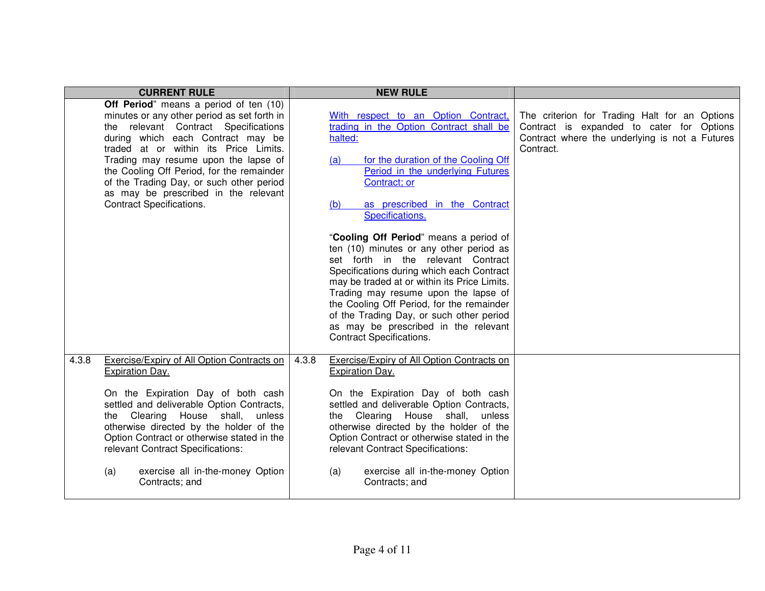| CURRENT RULE | NEW RULE | |
|---|---|---|
| **Off Period**" means a period of ten (10) minutes or any other period as set forth in the relevant Contract Specifications during which each Contract may be traded at or within its Price Limits. Trading may resume upon the lapse of the Cooling Off Period, for the remainder of the Trading Day, or such other period as may be prescribed in the relevant Contract Specifications. | <u>With respect to an Option Contract, trading in the Option Contract shall be halted:</u><br><br><u>(a) for the duration of the Cooling Off Period in the underlying Futures Contract; or</u><br><br><u>(b) as prescribed in the Contract Specifications.</u><br><br>"**Cooling Off Period**" means a period of ten (10) minutes or any other period as set forth in the relevant Contract Specifications during which each Contract may be traded at or within its Price Limits. Trading may resume upon the lapse of the Cooling Off Period, for the remainder of the Trading Day, or such other period as may be prescribed in the relevant Contract Specifications. | The criterion for Trading Halt for an Options Contract is expanded to cater for Options Contract where the underlying is not a Futures Contract. |
| 4.3.8 <u>Exercise/Expiry of All Option Contracts on Expiration Day.</u><br><br>On the Expiration Day of both cash settled and deliverable Option Contracts, the Clearing House shall, unless otherwise directed by the holder of the Option Contract or otherwise stated in the relevant Contract Specifications:<br><br>(a) exercise all in-the-money Option Contracts; and | 4.3.8 <u>Exercise/Expiry of All Option Contracts on Expiration Day.</u><br><br>On the Expiration Day of both cash settled and deliverable Option Contracts, the Clearing House shall, unless otherwise directed by the holder of the Option Contract or otherwise stated in the relevant Contract Specifications:<br><br>(a) exercise all in-the-money Option Contracts; and | |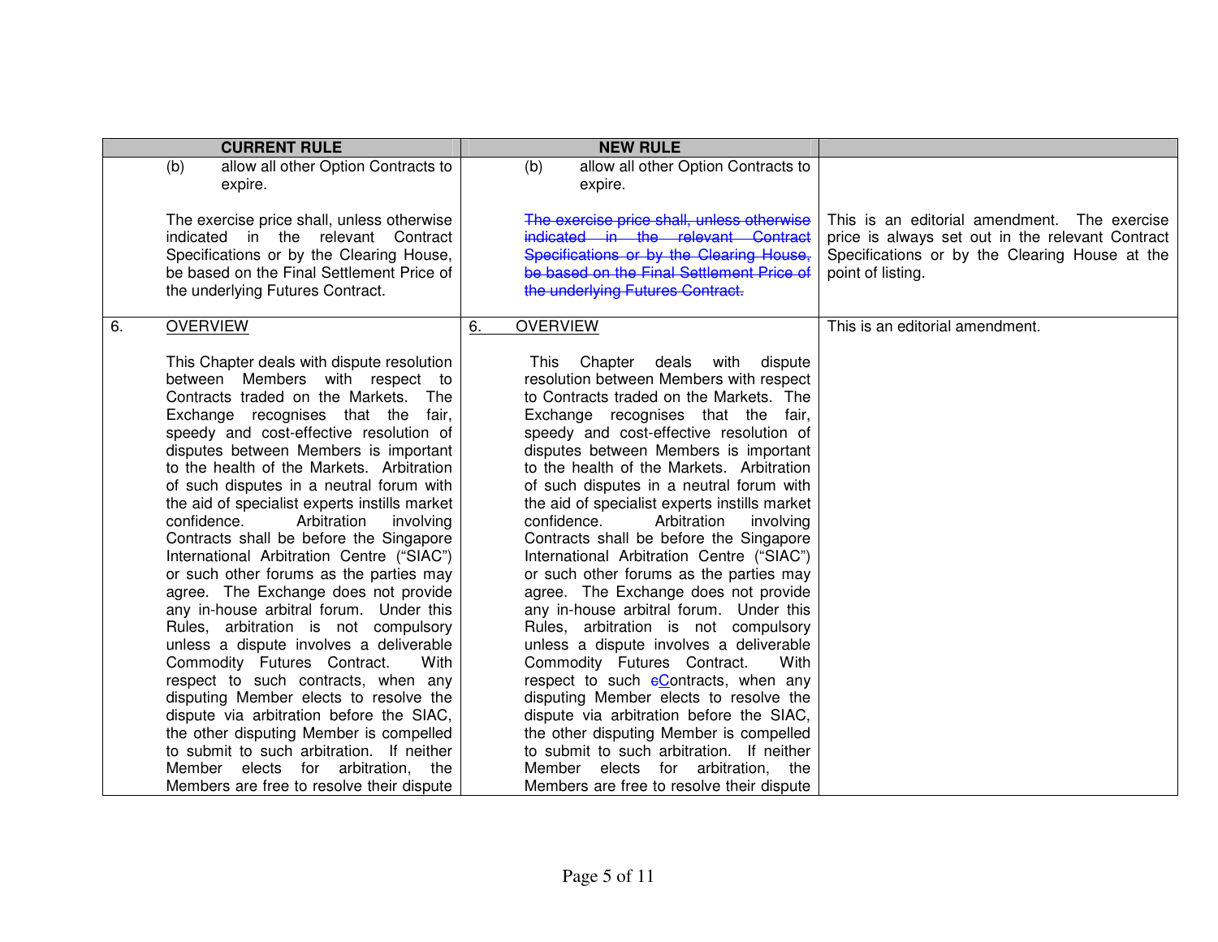| CURRENT RULE | NEW RULE | |
|---|---|---|
| (b) allow all other Option Contracts to expire.<br><br>The exercise price shall, unless otherwise indicated in the relevant Contract Specifications or by the Clearing House, be based on the Final Settlement Price of the underlying Futures Contract. | (b) allow all other Option Contracts to expire.<br><br>~~The exercise price shall, unless otherwise indicated in the relevant Contract Specifications or by the Clearing House, be based on the Final Settlement Price of the underlying Futures Contract.~~ | <br><br>This is an editorial amendment. The exercise price is always set out in the relevant Contract Specifications or by the Clearing House at the point of listing. |
| 6. OVERVIEW<br><br>This Chapter deals with dispute resolution between Members with respect to Contracts traded on the Markets. The Exchange recognises that the fair, speedy and cost-effective resolution of disputes between Members is important to the health of the Markets. Arbitration of such disputes in a neutral forum with the aid of specialist experts instills market confidence. Arbitration involving Contracts shall be before the Singapore International Arbitration Centre ("SIAC") or such other forums as the parties may agree. The Exchange does not provide any in-house arbitral forum. Under this Rules, arbitration is not compulsory unless a dispute involves a deliverable Commodity Futures Contract. With respect to such contracts, when any disputing Member elects to resolve the dispute via arbitration before the SIAC, the other disputing Member is compelled to submit to such arbitration. If neither Member elects for arbitration, the Members are free to resolve their dispute | 6. OVERVIEW<br><br>This Chapter deals with dispute resolution between Members with respect to Contracts traded on the Markets. The Exchange recognises that the fair, speedy and cost-effective resolution of disputes between Members is important to the health of the Markets. Arbitration of such disputes in a neutral forum with the aid of specialist experts instills market confidence. Arbitration involving Contracts shall be before the Singapore International Arbitration Centre ("SIAC") or such other forums as the parties may agree. The Exchange does not provide any in-house arbitral forum. Under this Rules, arbitration is not compulsory unless a dispute involves a deliverable Commodity Futures Contract. With respect to such ~~c~~<u>C</u>ontracts, when any disputing Member elects to resolve the dispute via arbitration before the SIAC, the other disputing Member is compelled to submit to such arbitration. If neither Member elects for arbitration, the Members are free to resolve their dispute | This is an editorial amendment. |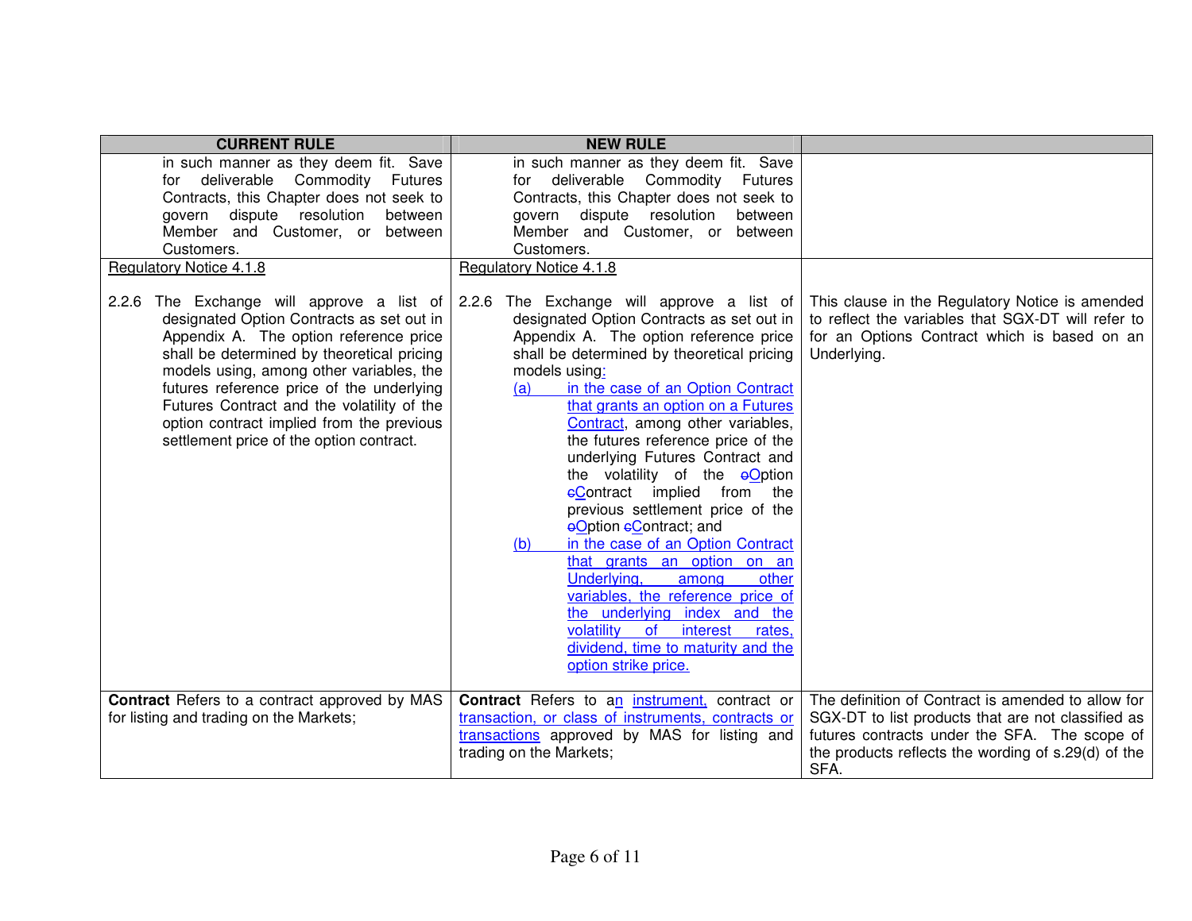| CURRENT RULE | NEW RULE | |
|---|---|---|
| in such manner as they deem fit. Save for deliverable Commodity Futures Contracts, this Chapter does not seek to govern dispute resolution between Member and Customer, or between Customers. | in such manner as they deem fit. Save for deliverable Commodity Futures Contracts, this Chapter does not seek to govern dispute resolution between Member and Customer, or between Customers. | |
| Regulatory Notice 4.1.8<br><br>2.2.6 The Exchange will approve a list of designated Option Contracts as set out in Appendix A. The option reference price shall be determined by theoretical pricing models using, among other variables, the futures reference price of the underlying Futures Contract and the volatility of the option contract implied from the previous settlement price of the option contract. | Regulatory Notice 4.1.8<br><br>2.2.6 The Exchange will approve a list of designated Option Contracts as set out in Appendix A. The option reference price shall be determined by theoretical pricing models using:<br>(a) in the case of an Option Contract that grants an option on a Futures Contract, among other variables, the futures reference price of the underlying Futures Contract and the volatility of the ~~o~~Option ~~c~~Contract implied from the previous settlement price of the ~~o~~Option ~~c~~Contract; and<br>(b) in the case of an Option Contract that grants an option on an Underlying, among other variables, the reference price of the underlying index and the volatility of interest rates, dividend, time to maturity and the option strike price. | This clause in the Regulatory Notice is amended to reflect the variables that SGX-DT will refer to for an Options Contract which is based on an Underlying. |
| **Contract** Refers to a contract approved by MAS for listing and trading on the Markets; | **Contract** Refers to an instrument, contract or transaction, or class of instruments, contracts or transactions approved by MAS for listing and trading on the Markets; | The definition of Contract is amended to allow for SGX-DT to list products that are not classified as futures contracts under the SFA. The scope of the products reflects the wording of s.29(d) of the SFA. |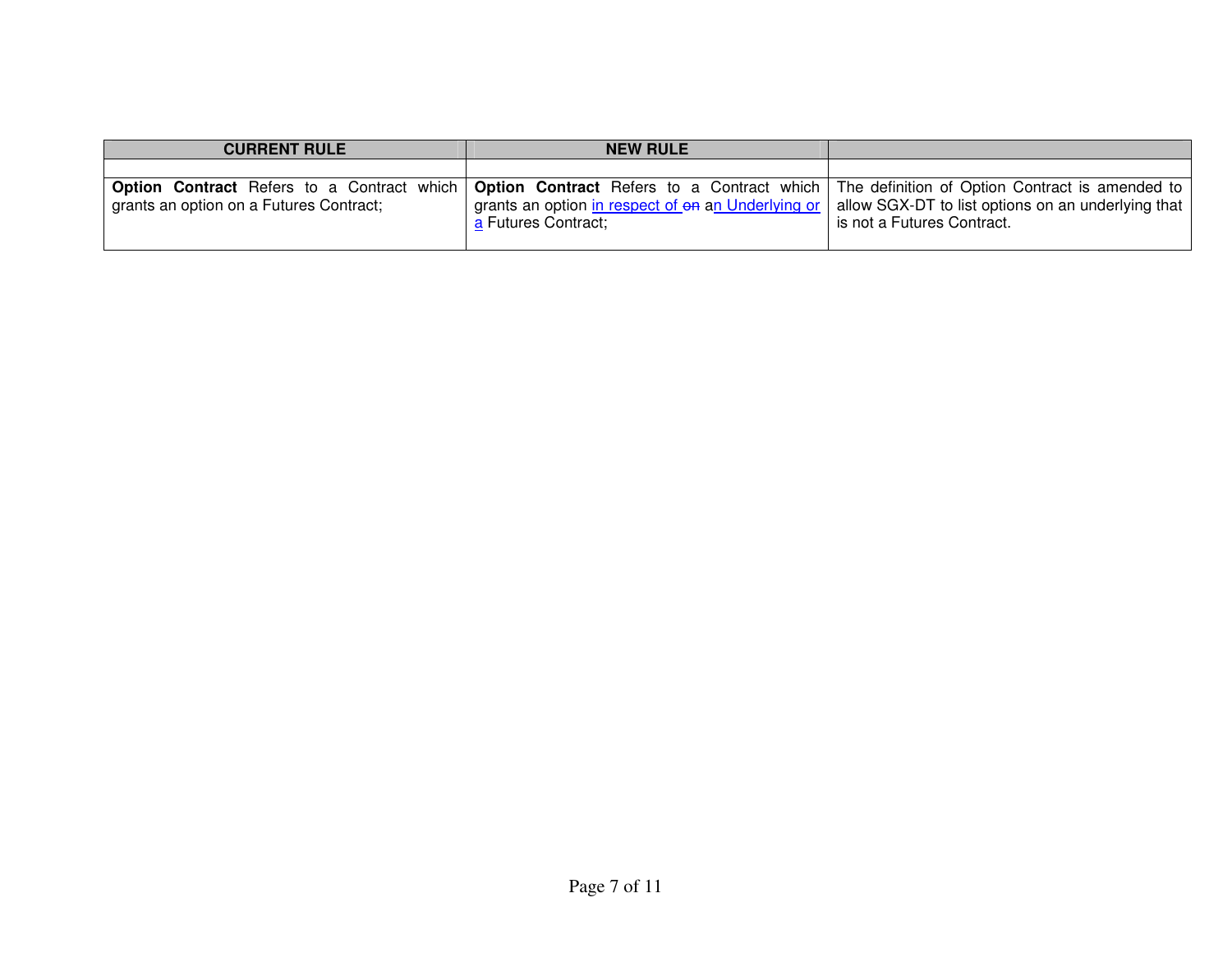| CURRENT RULE | NEW RULE | |
|---|---|---|
| | | |
| **Option Contract** Refers to a Contract which grants an option on a Futures Contract; | **Option Contract** Refers to a Contract which grants an option in respect of ~~on~~ an Underlying or a Futures Contract; | The definition of Option Contract is amended to allow SGX-DT to list options on an underlying that is not a Futures Contract. |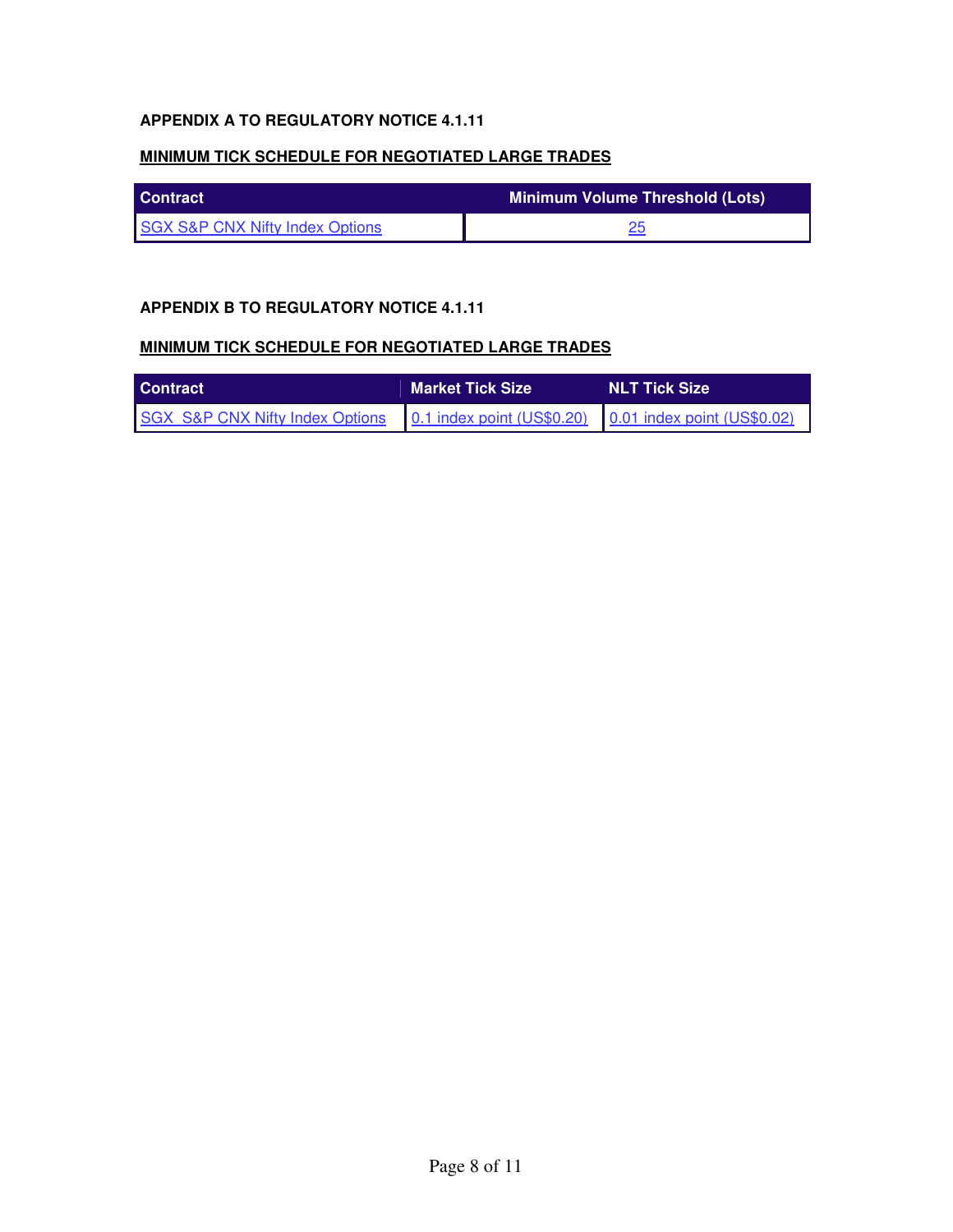**APPENDIX A TO REGULATORY NOTICE 4.1.11**

**MINIMUM TICK SCHEDULE FOR NEGOTIATED LARGE TRADES**

| Contract | Minimum Volume Threshold (Lots) |
| --- | --- |
| SGX S&P CNX Nifty Index Options | 25 |

**APPENDIX B TO REGULATORY NOTICE 4.1.11**

**MINIMUM TICK SCHEDULE FOR NEGOTIATED LARGE TRADES**

| Contract | Market Tick Size | NLT Tick Size |
| --- | --- | --- |
| SGX S&P CNX Nifty Index Options | 0.1 index point (US$0.20) | 0.01 index point (US$0.02) |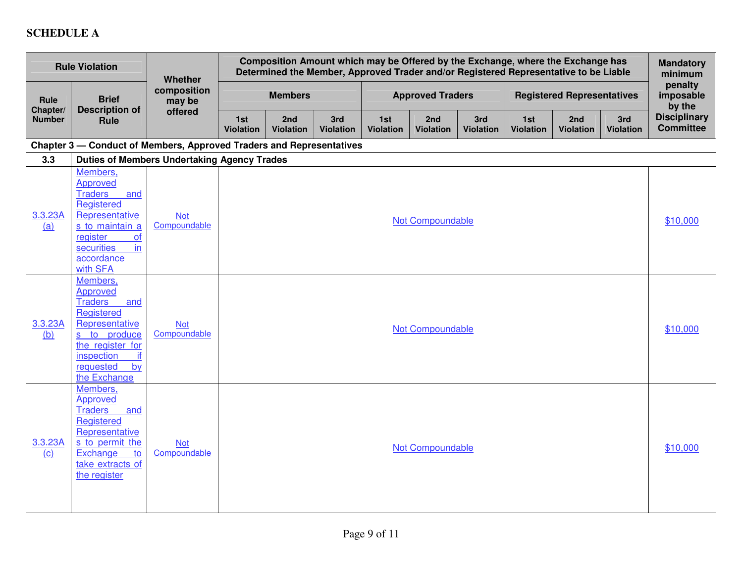**SCHEDULE A**

| Rule Violation | | Whether composition may be offered | Composition Amount which may be Offered by the Exchange, where the Exchange has Determined the Member, Approved Trader and/or Registered Representative to be Liable | | | | | | | | | Mandatory minimum penalty imposable by the Disciplinary Committee |
|---|---|---|---|---|---|---|---|---|---|---|---|---|
| | | | Members | | | Approved Traders | | | Registered Representatives | | | |
| Rule Chapter/ Number | Brief Description of Rule | | 1st Violation | 2nd Violation | 3rd Violation | 1st Violation | 2nd Violation | 3rd Violation | 1st Violation | 2nd Violation | 3rd Violation | |
| **Chapter 3 — Conduct of Members, Approved Traders and Representatives** | | | | | | | | | | | | |
| **3.3** | **Duties of Members Undertaking Agency Trades** | | | | | | | | | | | |
| 3.3.23A (a) | Members, Approved Traders and Registered Representatives to maintain a register of securities in accordance with SFA | Not Compoundable | Not Compoundable | | | | | | | | | $10,000 |
| 3.3.23A (b) | Members, Approved Traders and Registered Representatives to produce the register for inspection if requested by the Exchange | Not Compoundable | Not Compoundable | | | | | | | | | $10,000 |
| 3.3.23A (c) | Members, Approved Traders and Registered Representatives to permit the Exchange to take extracts of the register | Not Compoundable | Not Compoundable | | | | | | | | | $10,000 |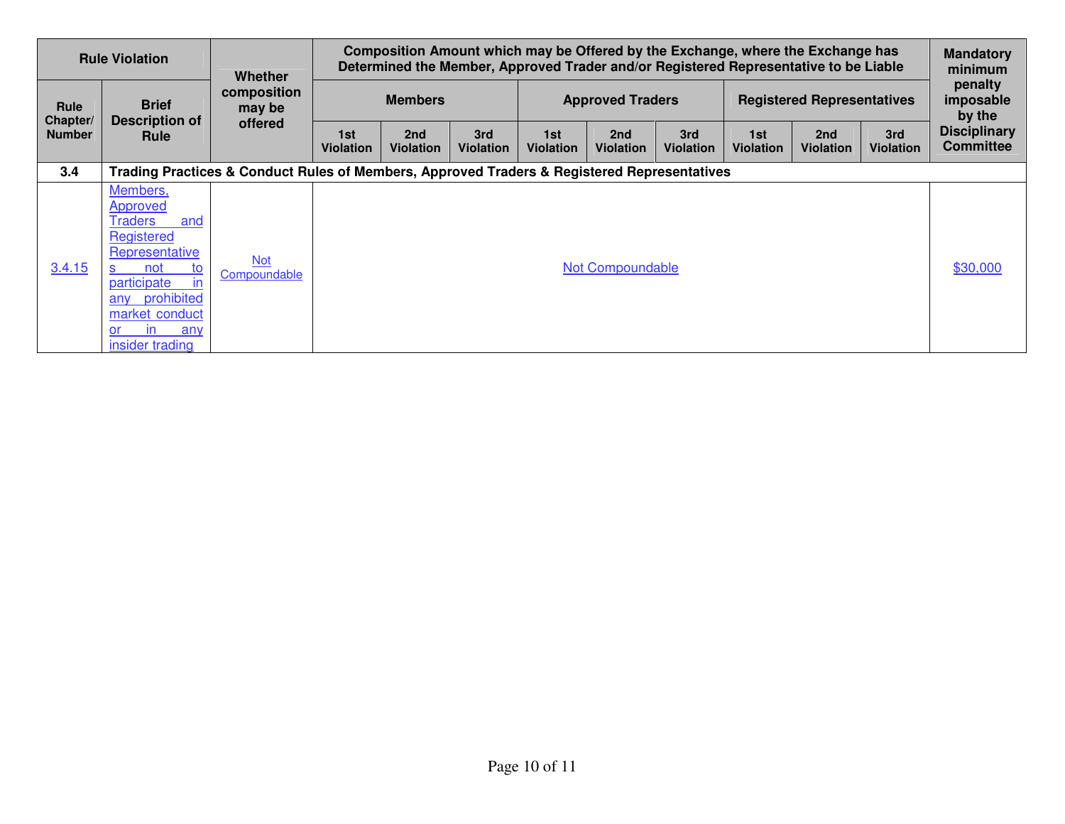| Rule Violation | | Whether composition may be offered | Composition Amount which may be Offered by the Exchange, where the Exchange has Determined the Member, Approved Trader and/or Registered Representative to be Liable | | | | | | | | | Mandatory minimum penalty imposable by the Disciplinary Committee |
|---|---|---|---|---|---|---|---|---|---|---|---|---|
| | | | Members | | | Approved Traders | | | Registered Representatives | | | |
| Rule Chapter/ Number | Brief Description of Rule | | 1st Violation | 2nd Violation | 3rd Violation | 1st Violation | 2nd Violation | 3rd Violation | 1st Violation | 2nd Violation | 3rd Violation | |
| **3.4** | **Trading Practices & Conduct Rules of Members, Approved Traders & Registered Representatives** | | | | | | | | | | | |
| 3.4.15 | Members, Approved Traders and Registered Representatives not to participate in any prohibited market conduct or in any insider trading | Not Compoundable | Not Compoundable | | | | | | | | | $30,000 |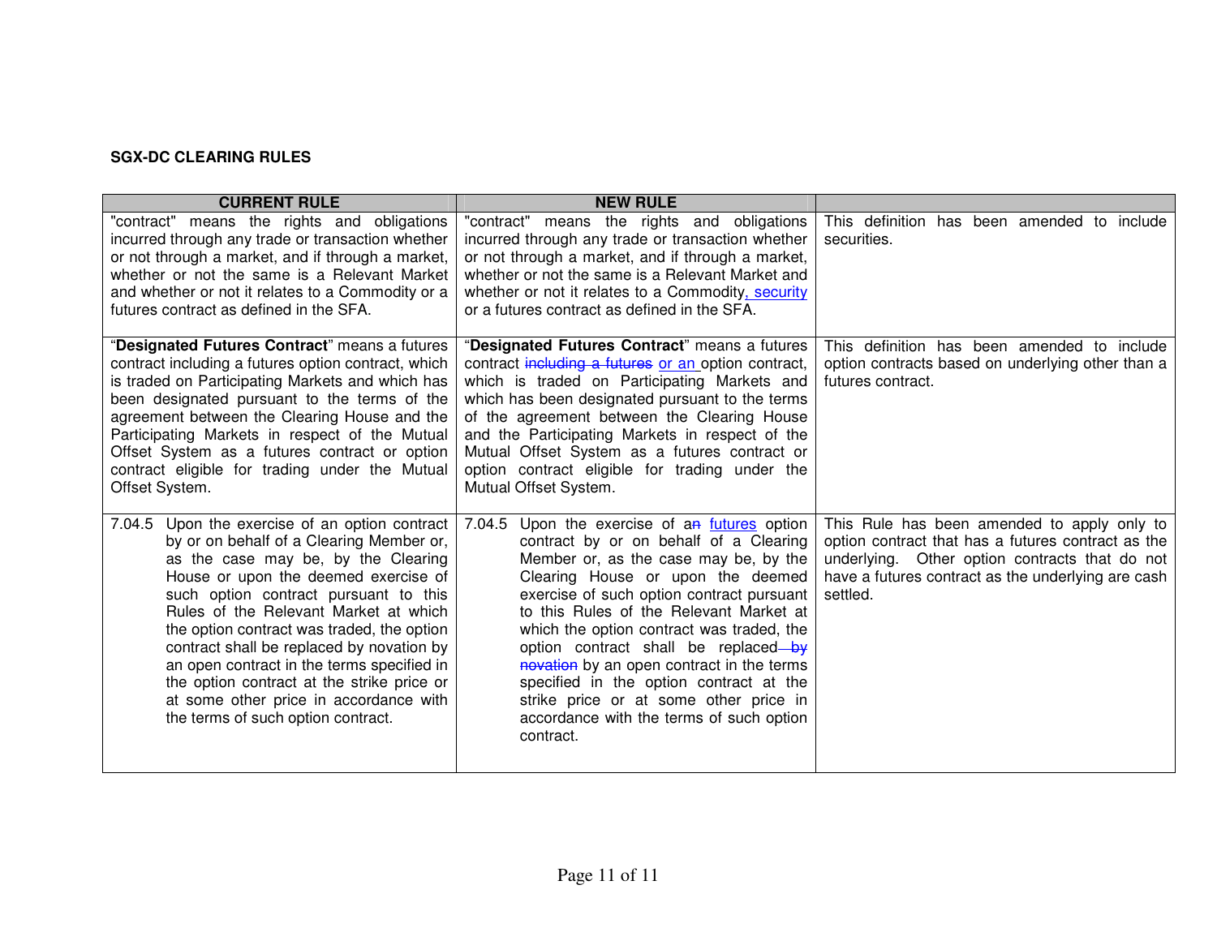**SGX-DC CLEARING RULES**

| CURRENT RULE | NEW RULE | |
|---|---|---|
| "contract" means the rights and obligations incurred through any trade or transaction whether or not through a market, and if through a market, whether or not the same is a Relevant Market and whether or not it relates to a Commodity or a futures contract as defined in the SFA. | "contract" means the rights and obligations incurred through any trade or transaction whether or not through a market, and if through a market, whether or not the same is a Relevant Market and whether or not it relates to a Commodity<ins>, security</ins> or a futures contract as defined in the SFA. | This definition has been amended to include securities. |
| "**Designated Futures Contract**" means a futures contract including a futures option contract, which is traded on Participating Markets and which has been designated pursuant to the terms of the agreement between the Clearing House and the Participating Markets in respect of the Mutual Offset System as a futures contract or option contract eligible for trading under the Mutual Offset System. | "**Designated Futures Contract**" means a futures contract ~~including a futures~~ <ins>or an</ins> option contract, which is traded on Participating Markets and which has been designated pursuant to the terms of the agreement between the Clearing House and the Participating Markets in respect of the Mutual Offset System as a futures contract or option contract eligible for trading under the Mutual Offset System. | This definition has been amended to include option contracts based on underlying other than a futures contract. |
| 7.04.5 Upon the exercise of an option contract by or on behalf of a Clearing Member or, as the case may be, by the Clearing House or upon the deemed exercise of such option contract pursuant to this Rules of the Relevant Market at which the option contract was traded, the option contract shall be replaced by novation by an open contract in the terms specified in the option contract at the strike price or at some other price in accordance with the terms of such option contract. | 7.04.5 Upon the exercise of a~~n~~ <ins>futures</ins> option contract by or on behalf of a Clearing Member or, as the case may be, by the Clearing House or upon the deemed exercise of such option contract pursuant to this Rules of the Relevant Market at which the option contract was traded, the option contract shall be replaced ~~by novation~~ by an open contract in the terms specified in the option contract at the strike price or at some other price in accordance with the terms of such option contract. | This Rule has been amended to apply only to option contract that has a futures contract as the underlying. Other option contracts that do not have a futures contract as the underlying are cash settled. |